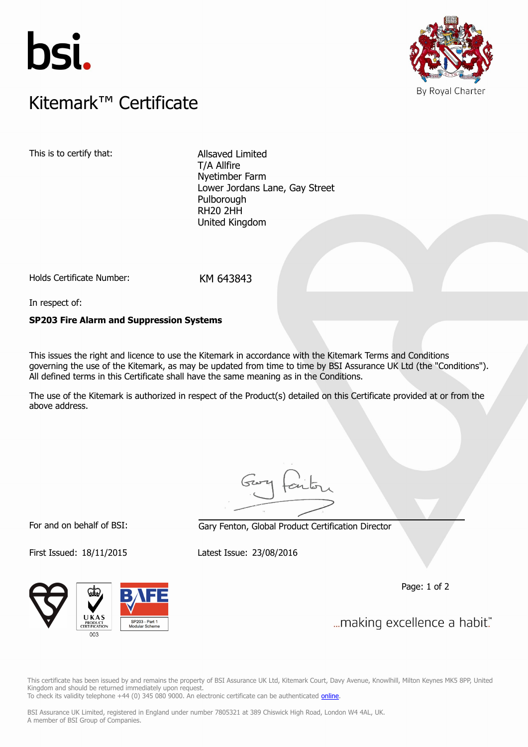bsi.

By Royal Charter

# Kitemark™ Certificate

This is to certify that:

Allsaved Limited
T/A Allfire
Nyetimber Farm
Lower Jordans Lane, Gay Street
Pulborough
RH20 2HH
United Kingdom

Holds Certificate Number: KM 643843

In respect of:

**SP203 Fire Alarm and Suppression Systems**

This issues the right and licence to use the Kitemark in accordance with the Kitemark Terms and Conditions governing the use of the Kitemark, as may be updated from time to time by BSI Assurance UK Ltd (the "Conditions"). All defined terms in this Certificate shall have the same meaning as in the Conditions.

The use of the Kitemark is authorized in respect of the Product(s) detailed on this Certificate provided at or from the above address.

For and on behalf of BSI: Gary Fenton, Global Product Certification Director

First Issued: 18/11/2015 Latest Issue: 23/08/2016

UKAS PRODUCT CERTIFICATION 003

BAFE SP203 - Part 1 Modular Scheme

...making excellence a habit.™

This certificate has been issued by and remains the property of BSI Assurance UK Ltd, Kitemark Court, Davy Avenue, Knowlhill, Milton Keynes MK5 8PP, United Kingdom and should be returned immediately upon request.
To check its validity telephone +44 (0) 345 080 9000. An electronic certificate can be authenticated online.

BSI Assurance UK Limited, registered in England under number 7805321 at 389 Chiswick High Road, London W4 4AL, UK.
A member of BSI Group of Companies.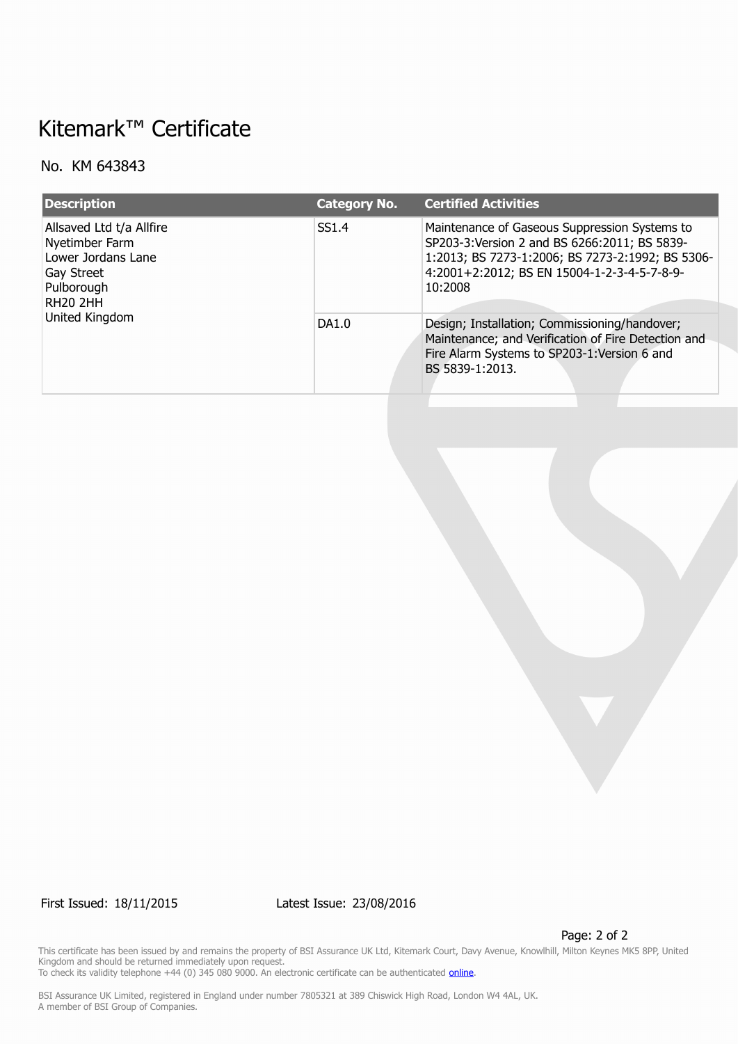# Kitemark™ Certificate

No. KM 643843

| Description | Category No. | Certified Activities |
|---|---|---|
| Allsaved Ltd t/a Allfire<br>Nyetimber Farm<br>Lower Jordans Lane<br>Gay Street<br>Pulborough<br>RH20 2HH<br>United Kingdom | SS1.4 | Maintenance of Gaseous Suppression Systems to SP203-3:Version 2 and BS 6266:2011; BS 5839-1:2013; BS 7273-1:2006; BS 7273-2:1992; BS 5306-4:2001+2:2012; BS EN 15004-1-2-3-4-5-7-8-9-10:2008 |
| | DA1.0 | Design; Installation; Commissioning/handover; Maintenance; and Verification of Fire Detection and Fire Alarm Systems to SP203-1:Version 6 and BS 5839-1:2013. |

First Issued: 18/11/2015 Latest Issue: 23/08/2016

This certificate has been issued by and remains the property of BSI Assurance UK Ltd, Kitemark Court, Davy Avenue, Knowlhill, Milton Keynes MK5 8PP, United Kingdom and should be returned immediately upon request.
To check its validity telephone +44 (0) 345 080 9000. An electronic certificate can be authenticated online.

BSI Assurance UK Limited, registered in England under number 7805321 at 389 Chiswick High Road, London W4 4AL, UK.
A member of BSI Group of Companies.